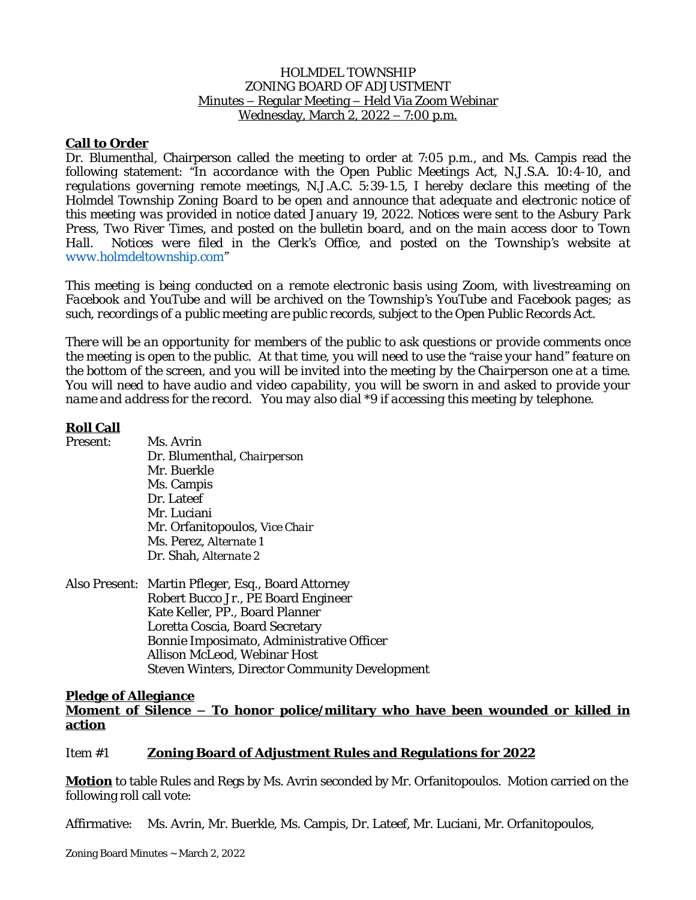HOLMDEL TOWNSHIP
ZONING BOARD OF ADJUSTMENT
Minutes – Regular Meeting – Held Via Zoom Webinar
Wednesday, March 2, 2022 – 7:00 p.m.

**Call to Order**

Dr. Blumenthal, Chairperson called the meeting to order at 7:05 p.m., and Ms. Campis read the following statement: *"In accordance with the Open Public Meetings Act, N.J.S.A. 10:4-10, and regulations governing remote meetings, N.J.A.C. 5:39-1.5, I hereby declare this meeting of the Holmdel Township Zoning Board to be open and announce that adequate and electronic notice of this meeting was provided in notice dated January 19, 2022. Notices were sent to the Asbury Park Press, Two River Times, and posted on the bulletin board, and on the main access door to Town Hall. Notices were filed in the Clerk's Office, and posted on the Township's website at* www.holmdeltownship.com*"*

*This meeting is being conducted on a remote electronic basis using Zoom, with livestreaming on Facebook and YouTube and will be archived on the Township's YouTube and Facebook pages; as such, recordings of a public meeting are public records, subject to the Open Public Records Act.*

*There will be an opportunity for members of the public to ask questions or provide comments once the meeting is open to the public. At that time, you will need to use the "raise your hand" feature on the bottom of the screen, and you will be invited into the meeting by the Chairperson one at a time. You will need to have audio and video capability, you will be sworn in and asked to provide your name and address for the record. You may also dial \*9 if accessing this meeting by telephone.*

**Roll Call**

Present:
- Ms. Avrin
- Dr. Blumenthal, Chairperson
- Mr. Buerkle
- Ms. Campis
- Dr. Lateef
- Mr. Luciani
- Mr. Orfanitopoulos, Vice Chair
- Ms. Perez, Alternate 1
- Dr. Shah, Alternate 2

Also Present:
- Martin Pfleger, Esq., Board Attorney
- Robert Bucco Jr., PE Board Engineer
- Kate Keller, PP., Board Planner
- Loretta Coscia, Board Secretary
- Bonnie Imposimato, Administrative Officer
- Allison McLeod, Webinar Host
- Steven Winters, Director Community Development

**Pledge of Allegiance**

**Moment of Silence – To honor police/military who have been wounded or killed in action**

Item #1 **Zoning Board of Adjustment Rules and Regulations for 2022**

**Motion** to table Rules and Regs by Ms. Avrin seconded by Mr. Orfanitopoulos. Motion carried on the following roll call vote:

Affirmative: Ms. Avrin, Mr. Buerkle, Ms. Campis, Dr. Lateef, Mr. Luciani, Mr. Orfanitopoulos,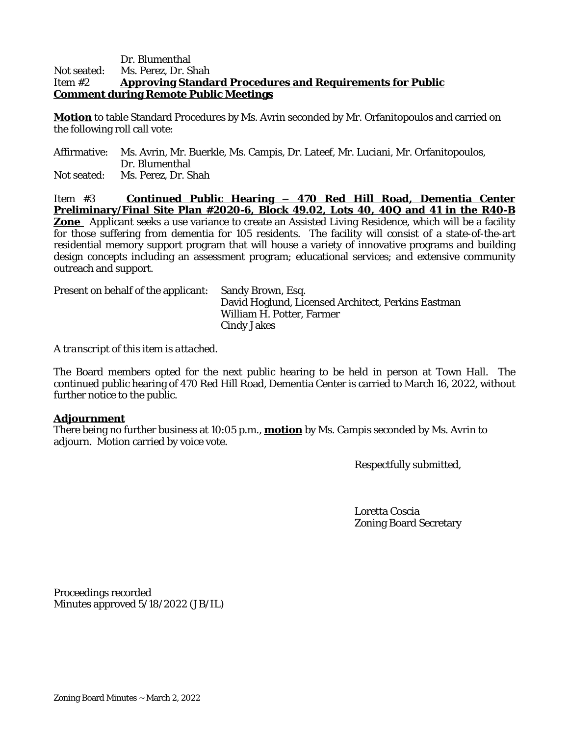Dr. Blumenthal
Not seated: Ms. Perez, Dr. Shah

Item #2 **Approving Standard Procedures and Requirements for Public Comment during Remote Public Meetings**

**Motion** to table Standard Procedures by Ms. Avrin seconded by Mr. Orfanitopoulos and carried on the following roll call vote:

Affirmative: Ms. Avrin, Mr. Buerkle, Ms. Campis, Dr. Lateef, Mr. Luciani, Mr. Orfanitopoulos, Dr. Blumenthal
Not seated: Ms. Perez, Dr. Shah

Item #3 **Continued Public Hearing – 470 Red Hill Road, Dementia Center Preliminary/Final Site Plan #2020-6, Block 49.02, Lots 40, 40Q and 41 in the R40-B Zone** Applicant seeks a use variance to create an Assisted Living Residence, which will be a facility for those suffering from dementia for 105 residents. The facility will consist of a state-of-the-art residential memory support program that will house a variety of innovative programs and building design concepts including an assessment program; educational services; and extensive community outreach and support.

Present on behalf of the applicant: Sandy Brown, Esq.
David Hoglund, Licensed Architect, Perkins Eastman
William H. Potter, Farmer
Cindy Jakes

*A transcript of this item is attached.*

The Board members opted for the next public hearing to be held in person at Town Hall. The continued public hearing of 470 Red Hill Road, Dementia Center is carried to March 16, 2022, without further notice to the public.

**Adjournment**

There being no further business at 10:05 p.m., **motion** by Ms. Campis seconded by Ms. Avrin to adjourn. Motion carried by voice vote.

Respectfully submitted,

Loretta Coscia
Zoning Board Secretary

Proceedings recorded
Minutes approved 5/18/2022 (JB/IL)